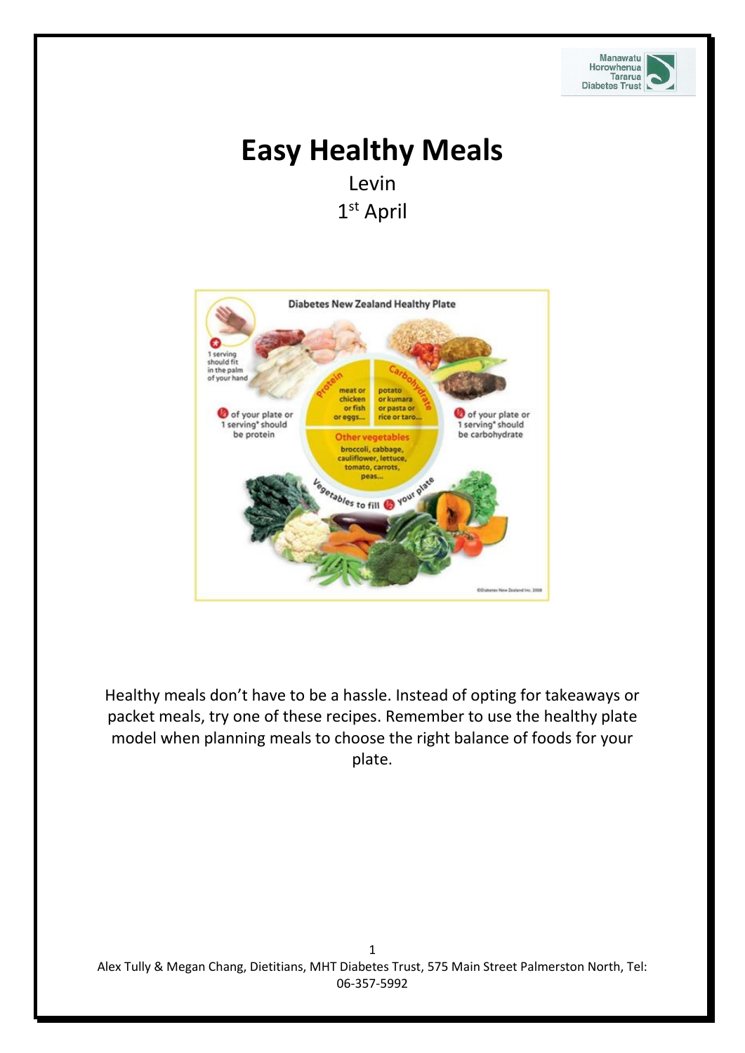# Easy Healthy Meals

Levin

1st April

Healthy meals don't have to be a hassle. Instead of opting for takeaways or packet meals, try one of these recipes. Remember to use the healthy plate model when planning meals to choose the right balance of foods for your plate.

Alex Tully & Megan Chang, Dietitians, MHT Diabetes Trust, 575 Main Street Palmerston North, Tel: 06-357-5992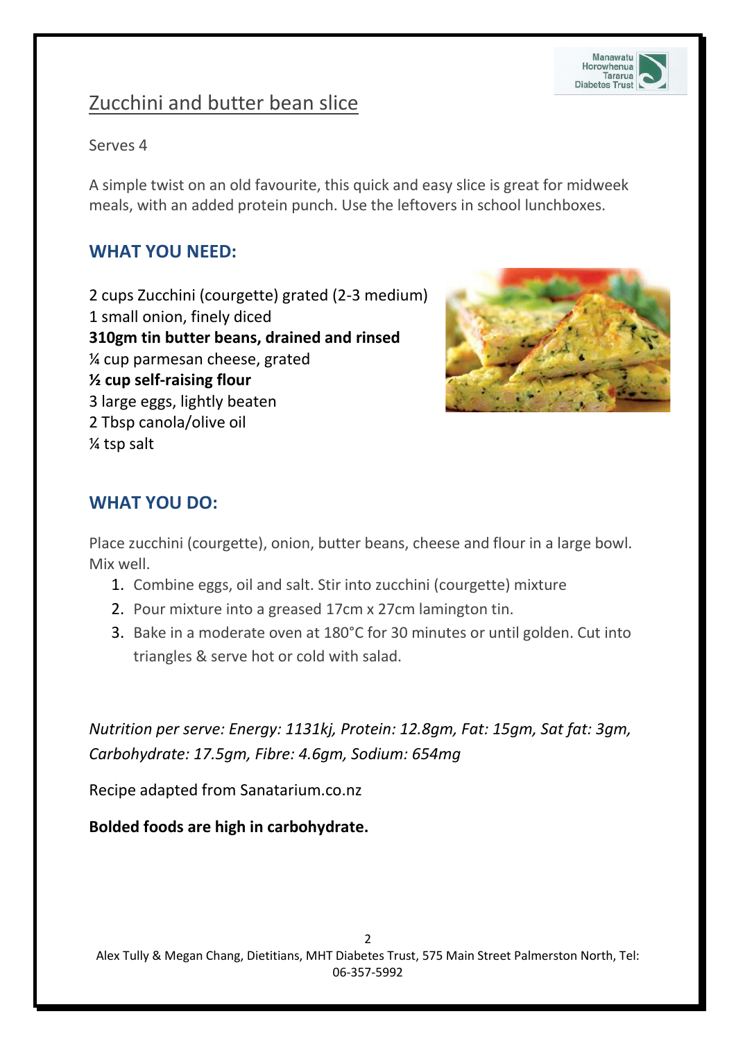# Zucchini and butter bean slice

Serves 4

A simple twist on an old favourite, this quick and easy slice is great for midweek meals, with an added protein punch. Use the leftovers in school lunchboxes.

## WHAT YOU NEED:

2 cups Zucchini (courgette) grated (2-3 medium)
1 small onion, finely diced
**310gm tin butter beans, drained and rinsed**
¼ cup parmesan cheese, grated
**½ cup self-raising flour**
3 large eggs, lightly beaten
2 Tbsp canola/olive oil
¼ tsp salt

## WHAT YOU DO:

Place zucchini (courgette), onion, butter beans, cheese and flour in a large bowl. Mix well.

1. Combine eggs, oil and salt. Stir into zucchini (courgette) mixture
2. Pour mixture into a greased 17cm x 27cm lamington tin.
3. Bake in a moderate oven at 180°C for 30 minutes or until golden. Cut into triangles & serve hot or cold with salad.

*Nutrition per serve: Energy: 1131kj, Protein: 12.8gm, Fat: 15gm, Sat fat: 3gm, Carbohydrate: 17.5gm, Fibre: 4.6gm, Sodium: 654mg*

Recipe adapted from Sanatarium.co.nz

**Bolded foods are high in carbohydrate.**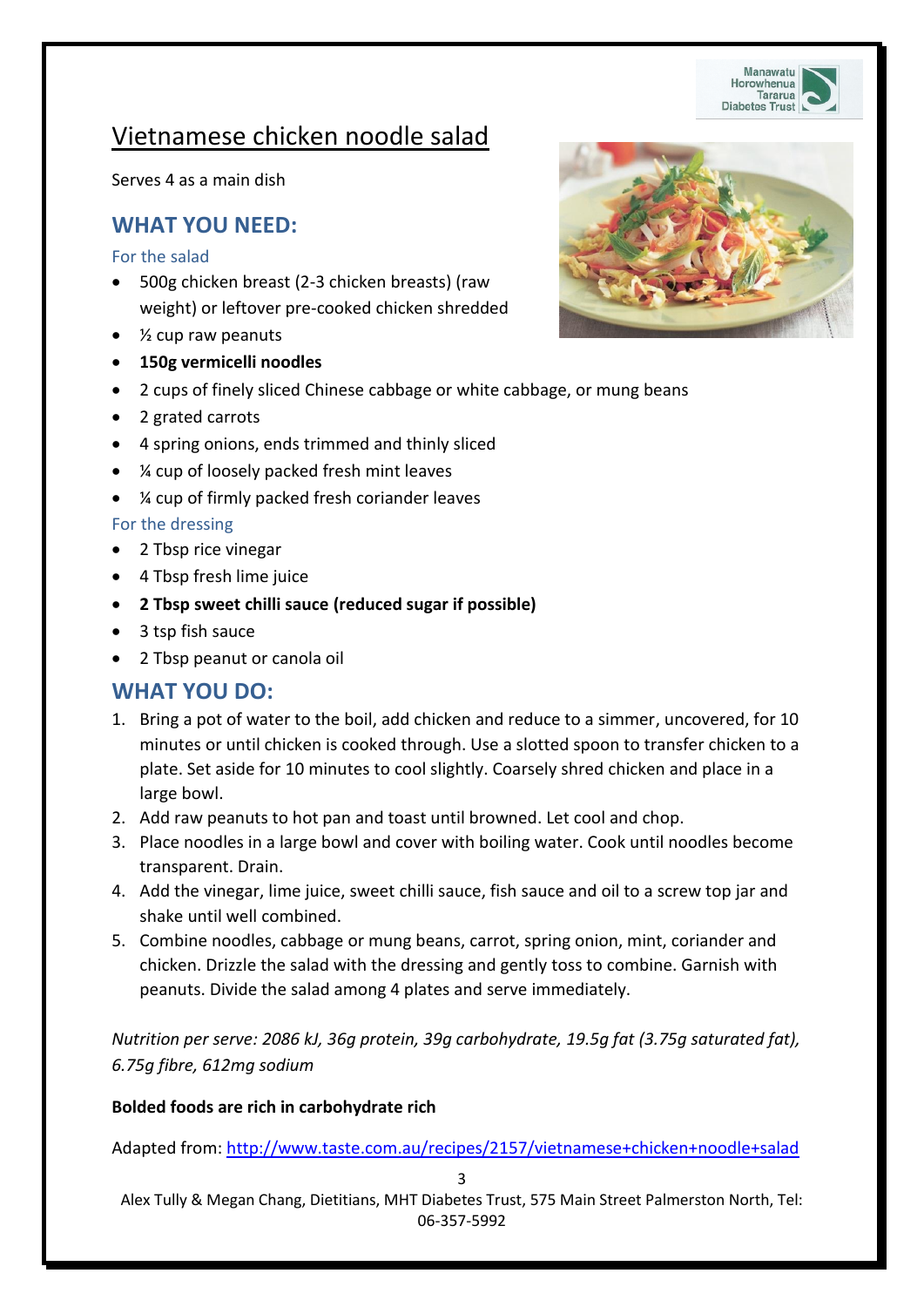# Vietnamese chicken noodle salad

Serves 4 as a main dish

## WHAT YOU NEED:

### For the salad

- 500g chicken breast (2-3 chicken breasts) (raw weight) or leftover pre-cooked chicken shredded
- ½ cup raw peanuts
- **150g vermicelli noodles**
- 2 cups of finely sliced Chinese cabbage or white cabbage, or mung beans
- 2 grated carrots
- 4 spring onions, ends trimmed and thinly sliced
- ¼ cup of loosely packed fresh mint leaves
- ¼ cup of firmly packed fresh coriander leaves

### For the dressing

- 2 Tbsp rice vinegar
- 4 Tbsp fresh lime juice
- **2 Tbsp sweet chilli sauce (reduced sugar if possible)**
- 3 tsp fish sauce
- 2 Tbsp peanut or canola oil

## WHAT YOU DO:

1. Bring a pot of water to the boil, add chicken and reduce to a simmer, uncovered, for 10 minutes or until chicken is cooked through. Use a slotted spoon to transfer chicken to a plate. Set aside for 10 minutes to cool slightly. Coarsely shred chicken and place in a large bowl.
2. Add raw peanuts to hot pan and toast until browned. Let cool and chop.
3. Place noodles in a large bowl and cover with boiling water. Cook until noodles become transparent. Drain.
4. Add the vinegar, lime juice, sweet chilli sauce, fish sauce and oil to a screw top jar and shake until well combined.
5. Combine noodles, cabbage or mung beans, carrot, spring onion, mint, coriander and chicken. Drizzle the salad with the dressing and gently toss to combine. Garnish with peanuts. Divide the salad among 4 plates and serve immediately.

*Nutrition per serve: 2086 kJ, 36g protein, 39g carbohydrate, 19.5g fat (3.75g saturated fat), 6.75g fibre, 612mg sodium*

**Bolded foods are rich in carbohydrate rich**

Adapted from: http://www.taste.com.au/recipes/2157/vietnamese+chicken+noodle+salad

Alex Tully & Megan Chang, Dietitians, MHT Diabetes Trust, 575 Main Street Palmerston North, Tel: 06-357-5992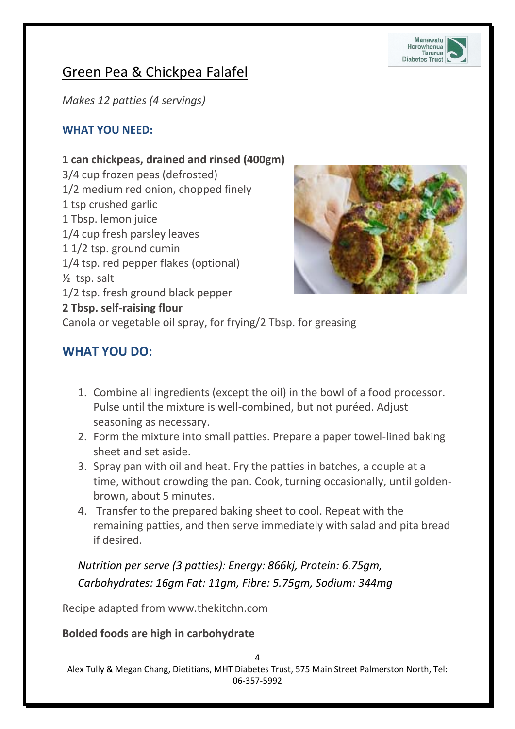# Green Pea & Chickpea Falafel

*Makes 12 patties (4 servings)*

**WHAT YOU NEED:**

**1 can chickpeas, drained and rinsed (400gm)**
3/4 cup frozen peas (defrosted)
1/2 medium red onion, chopped finely
1 tsp crushed garlic
1 Tbsp. lemon juice
1/4 cup fresh parsley leaves
1 1/2 tsp. ground cumin
1/4 tsp. red pepper flakes (optional)
½ tsp. salt
1/2 tsp. fresh ground black pepper
**2 Tbsp. self-raising flour**
Canola or vegetable oil spray, for frying/2 Tbsp. for greasing

## WHAT YOU DO:

1. Combine all ingredients (except the oil) in the bowl of a food processor. Pulse until the mixture is well-combined, but not puréed. Adjust seasoning as necessary.
2. Form the mixture into small patties. Prepare a paper towel-lined baking sheet and set aside.
3. Spray pan with oil and heat. Fry the patties in batches, a couple at a time, without crowding the pan. Cook, turning occasionally, until golden-brown, about 5 minutes.
4. Transfer to the prepared baking sheet to cool. Repeat with the remaining patties, and then serve immediately with salad and pita bread if desired.

*Nutrition per serve (3 patties): Energy: 866kj, Protein: 6.75gm, Carbohydrates: 16gm Fat: 11gm, Fibre: 5.75gm, Sodium: 344mg*

Recipe adapted from www.thekitchn.com

**Bolded foods are high in carbohydrate**

Alex Tully & Megan Chang, Dietitians, MHT Diabetes Trust, 575 Main Street Palmerston North, Tel: 06-357-5992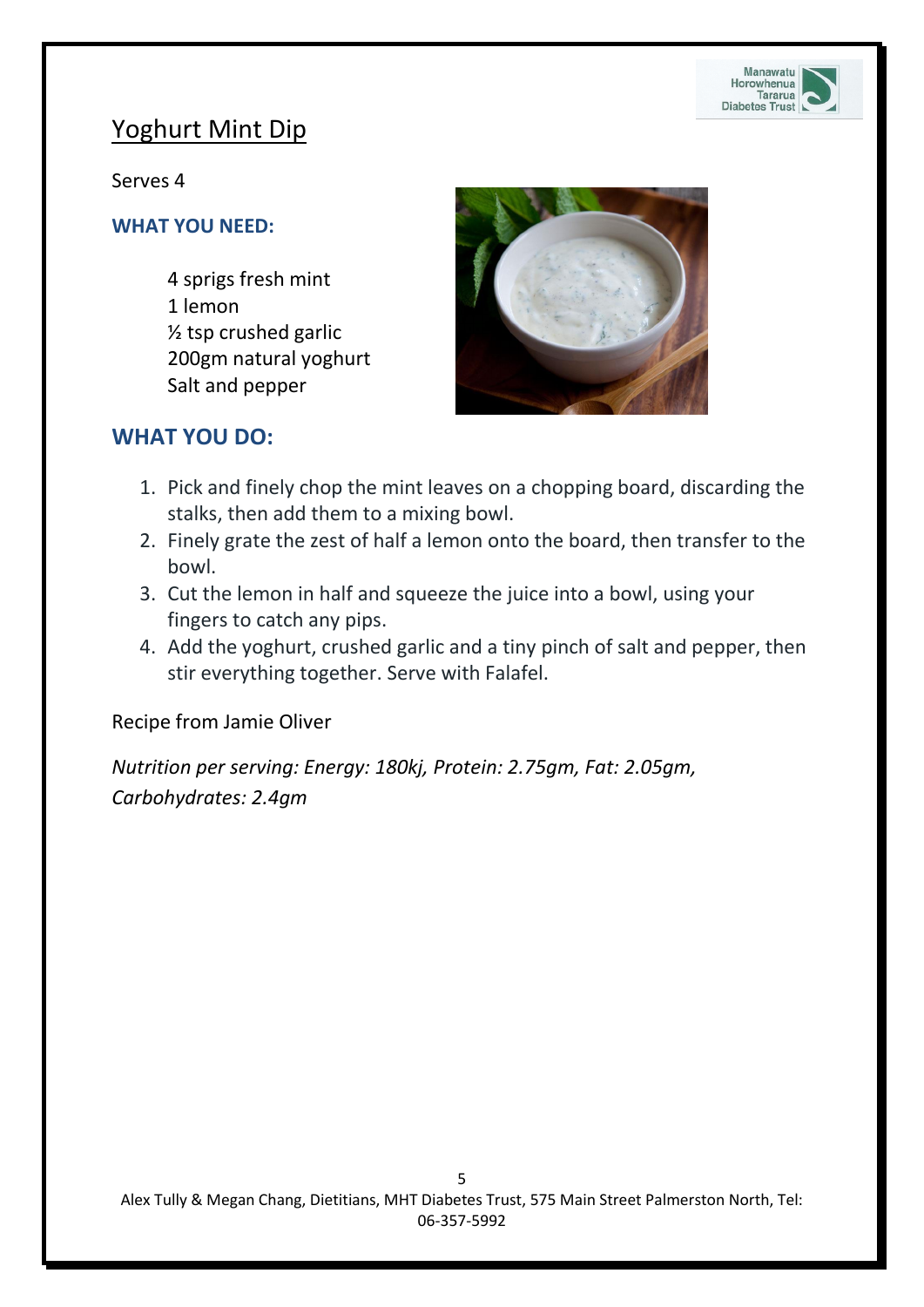# Yoghurt Mint Dip

Serves 4

## WHAT YOU NEED:

4 sprigs fresh mint
1 lemon
½ tsp crushed garlic
200gm natural yoghurt
Salt and pepper

## WHAT YOU DO:

1. Pick and finely chop the mint leaves on a chopping board, discarding the stalks, then add them to a mixing bowl.
2. Finely grate the zest of half a lemon onto the board, then transfer to the bowl.
3. Cut the lemon in half and squeeze the juice into a bowl, using your fingers to catch any pips.
4. Add the yoghurt, crushed garlic and a tiny pinch of salt and pepper, then stir everything together. Serve with Falafel.

Recipe from Jamie Oliver

*Nutrition per serving: Energy: 180kj, Protein: 2.75gm, Fat: 2.05gm, Carbohydrates: 2.4gm*

Alex Tully & Megan Chang, Dietitians, MHT Diabetes Trust, 575 Main Street Palmerston North, Tel: 06-357-5992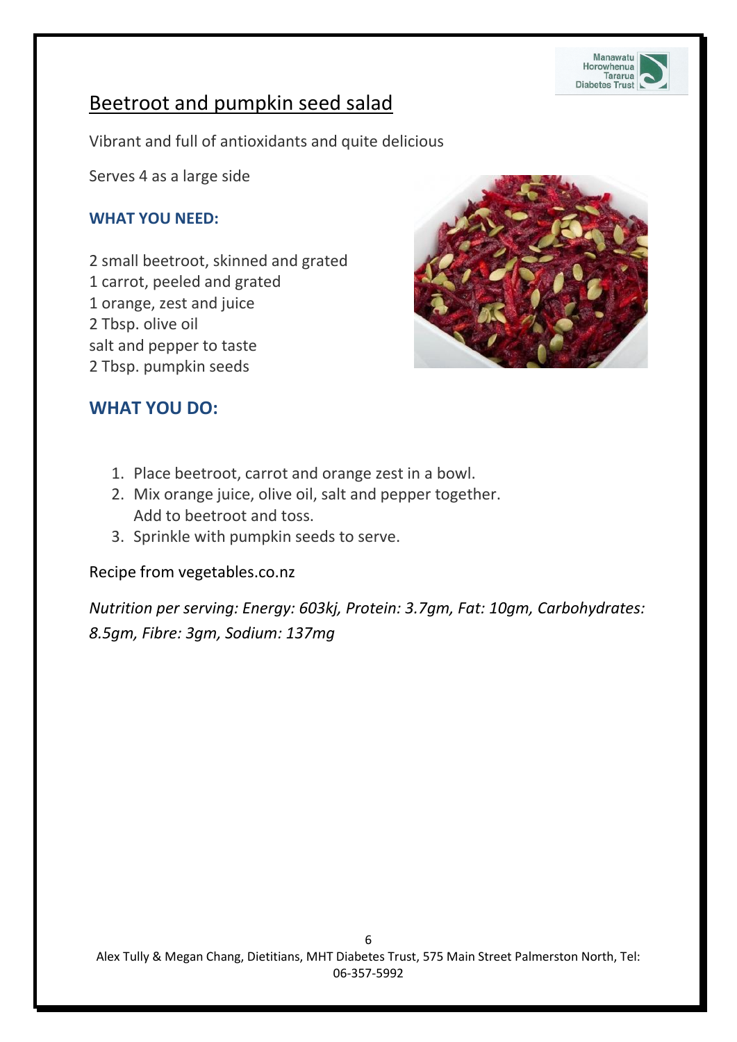# Beetroot and pumpkin seed salad

Vibrant and full of antioxidants and quite delicious

Serves 4 as a large side

### WHAT YOU NEED:

2 small beetroot, skinned and grated
1 carrot, peeled and grated
1 orange, zest and juice
2 Tbsp. olive oil
salt and pepper to taste
2 Tbsp. pumpkin seeds

## WHAT YOU DO:

1. Place beetroot, carrot and orange zest in a bowl.
2. Mix orange juice, olive oil, salt and pepper together. Add to beetroot and toss.
3. Sprinkle with pumpkin seeds to serve.

Recipe from vegetables.co.nz

*Nutrition per serving: Energy: 603kj, Protein: 3.7gm, Fat: 10gm, Carbohydrates: 8.5gm, Fibre: 3gm, Sodium: 137mg*

Alex Tully & Megan Chang, Dietitians, MHT Diabetes Trust, 575 Main Street Palmerston North, Tel: 06-357-5992